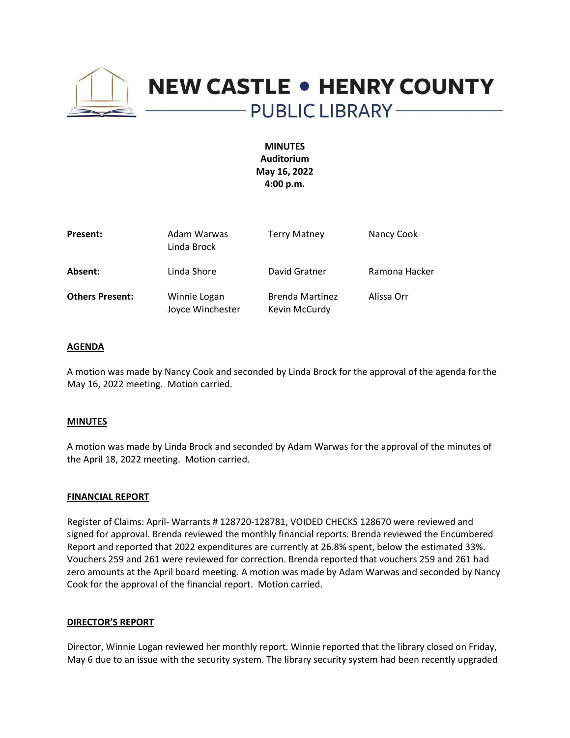# NEW CASTLE • HENRY COUNTY PUBLIC LIBRARY

**MINUTES**
**Auditorium**
**May 16, 2022**
**4:00 p.m.**

| | | | |
|---|---|---|---|
| **Present:** | Adam Warwas<br>Linda Brock | Terry Matney | Nancy Cook |
| **Absent:** | Linda Shore | David Gratner | Ramona Hacker |
| **Others Present:** | Winnie Logan<br>Joyce Winchester | Brenda Martinez<br>Kevin McCurdy | Alissa Orr |

## AGENDA

A motion was made by Nancy Cook and seconded by Linda Brock for the approval of the agenda for the May 16, 2022 meeting. Motion carried.

## MINUTES

A motion was made by Linda Brock and seconded by Adam Warwas for the approval of the minutes of the April 18, 2022 meeting. Motion carried.

## FINANCIAL REPORT

Register of Claims: April- Warrants # 128720-128781, VOIDED CHECKS 128670 were reviewed and signed for approval. Brenda reviewed the monthly financial reports. Brenda reviewed the Encumbered Report and reported that 2022 expenditures are currently at 26.8% spent, below the estimated 33%. Vouchers 259 and 261 were reviewed for correction. Brenda reported that vouchers 259 and 261 had zero amounts at the April board meeting. A motion was made by Adam Warwas and seconded by Nancy Cook for the approval of the financial report. Motion carried.

## DIRECTOR'S REPORT

Director, Winnie Logan reviewed her monthly report. Winnie reported that the library closed on Friday, May 6 due to an issue with the security system. The library security system had been recently upgraded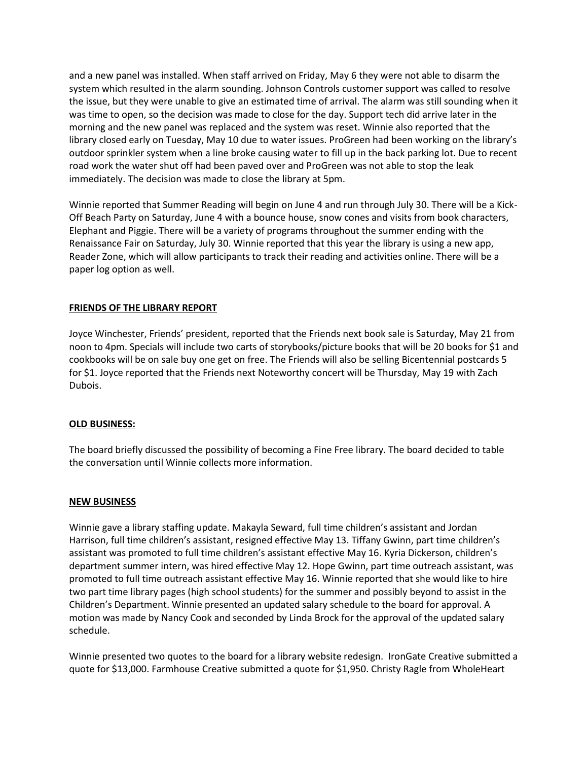and a new panel was installed. When staff arrived on Friday, May 6 they were not able to disarm the system which resulted in the alarm sounding. Johnson Controls customer support was called to resolve the issue, but they were unable to give an estimated time of arrival. The alarm was still sounding when it was time to open, so the decision was made to close for the day. Support tech did arrive later in the morning and the new panel was replaced and the system was reset. Winnie also reported that the library closed early on Tuesday, May 10 due to water issues. ProGreen had been working on the library's outdoor sprinkler system when a line broke causing water to fill up in the back parking lot. Due to recent road work the water shut off had been paved over and ProGreen was not able to stop the leak immediately. The decision was made to close the library at 5pm.

Winnie reported that Summer Reading will begin on June 4 and run through July 30. There will be a Kick-Off Beach Party on Saturday, June 4 with a bounce house, snow cones and visits from book characters, Elephant and Piggie. There will be a variety of programs throughout the summer ending with the Renaissance Fair on Saturday, July 30. Winnie reported that this year the library is using a new app, Reader Zone, which will allow participants to track their reading and activities online. There will be a paper log option as well.

**FRIENDS OF THE LIBRARY REPORT**

Joyce Winchester, Friends' president, reported that the Friends next book sale is Saturday, May 21 from noon to 4pm. Specials will include two carts of storybooks/picture books that will be 20 books for $1 and cookbooks will be on sale buy one get on free. The Friends will also be selling Bicentennial postcards 5 for $1. Joyce reported that the Friends next Noteworthy concert will be Thursday, May 19 with Zach Dubois.

**OLD BUSINESS:**

The board briefly discussed the possibility of becoming a Fine Free library. The board decided to table the conversation until Winnie collects more information.

**NEW BUSINESS**

Winnie gave a library staffing update. Makayla Seward, full time children's assistant and Jordan Harrison, full time children's assistant, resigned effective May 13. Tiffany Gwinn, part time children's assistant was promoted to full time children's assistant effective May 16. Kyria Dickerson, children's department summer intern, was hired effective May 12. Hope Gwinn, part time outreach assistant, was promoted to full time outreach assistant effective May 16. Winnie reported that she would like to hire two part time library pages (high school students) for the summer and possibly beyond to assist in the Children's Department. Winnie presented an updated salary schedule to the board for approval. A motion was made by Nancy Cook and seconded by Linda Brock for the approval of the updated salary schedule.

Winnie presented two quotes to the board for a library website redesign. IronGate Creative submitted a quote for $13,000. Farmhouse Creative submitted a quote for $1,950. Christy Ragle from WholeHeart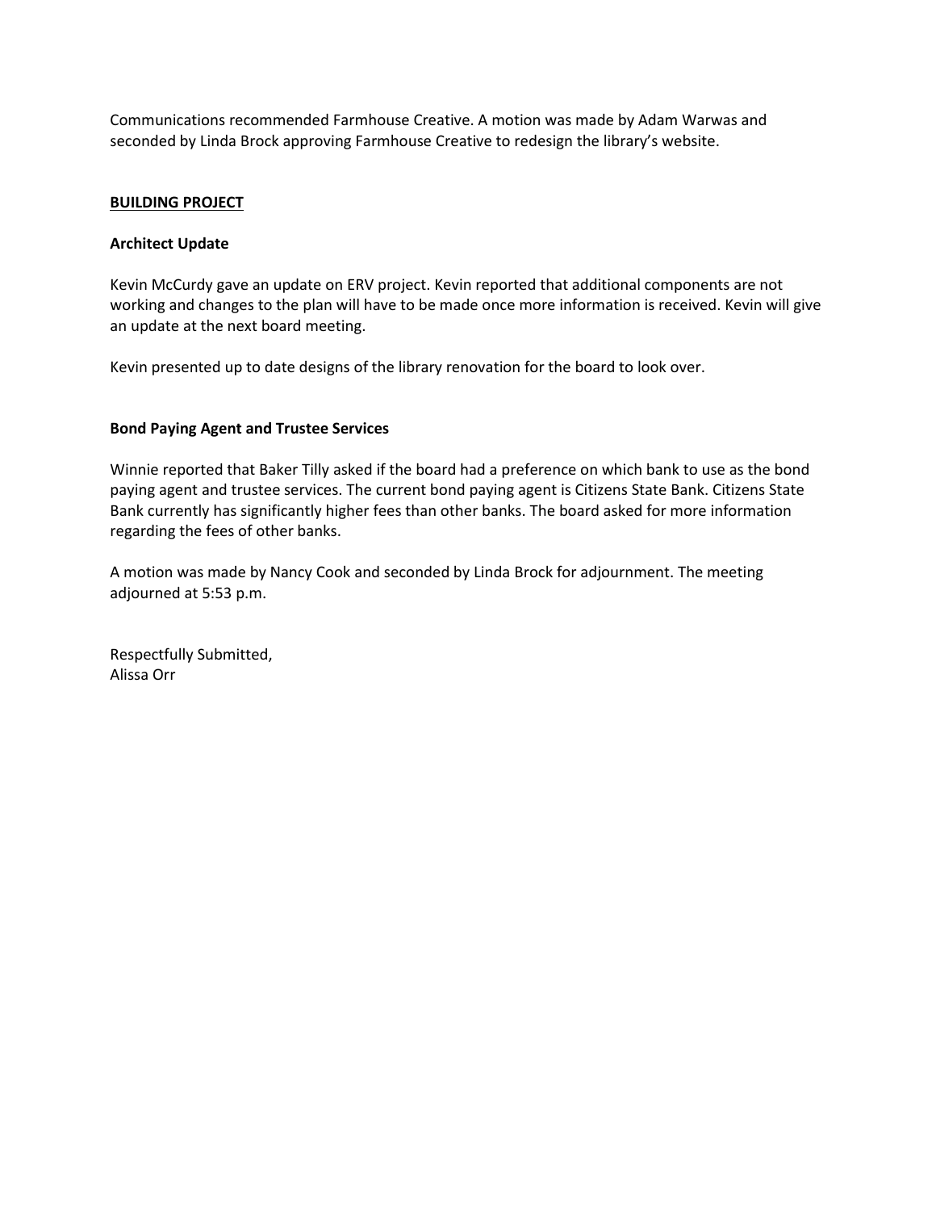Communications recommended Farmhouse Creative. A motion was made by Adam Warwas and seconded by Linda Brock approving Farmhouse Creative to redesign the library's website.

## BUILDING PROJECT

### Architect Update

Kevin McCurdy gave an update on ERV project. Kevin reported that additional components are not working and changes to the plan will have to be made once more information is received. Kevin will give an update at the next board meeting.

Kevin presented up to date designs of the library renovation for the board to look over.

### Bond Paying Agent and Trustee Services

Winnie reported that Baker Tilly asked if the board had a preference on which bank to use as the bond paying agent and trustee services. The current bond paying agent is Citizens State Bank. Citizens State Bank currently has significantly higher fees than other banks. The board asked for more information regarding the fees of other banks.

A motion was made by Nancy Cook and seconded by Linda Brock for adjournment. The meeting adjourned at 5:53 p.m.

Respectfully Submitted,
Alissa Orr